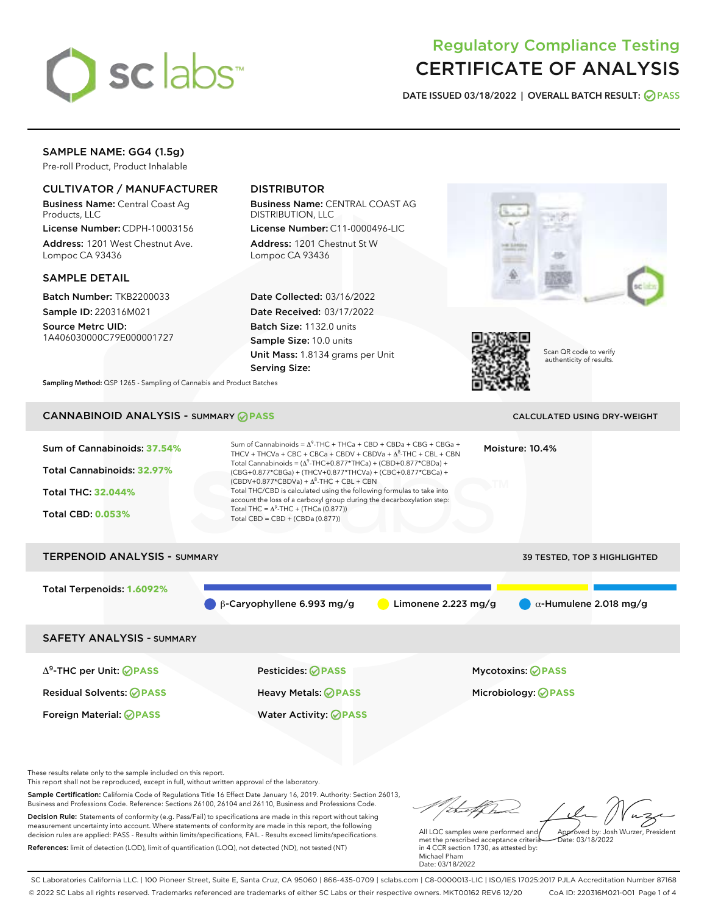# Regulatory Compliance Testing
# CERTIFICATE OF ANALYSIS

**DATE ISSUED 03/18/2022 | OVERALL BATCH RESULT: PASS**

## SAMPLE NAME: GG4 (1.5g)

Pre-roll Product, Product Inhalable

### CULTIVATOR / MANUFACTURER

**Business Name:** Central Coast Ag Products, LLC

**License Number:** CDPH-10003156

**Address:** 1201 West Chestnut Ave. Lompoc CA 93436

### DISTRIBUTOR

**Business Name:** CENTRAL COAST AG DISTRIBUTION, LLC

**License Number:** C11-0000496-LIC

**Address:** 1201 Chestnut St W Lompoc CA 93436

### SAMPLE DETAIL

**Batch Number:** TKB2200033

**Sample ID:** 220316M021

**Source Metrc UID:** 1A406030000C79E000001727

**Date Collected:** 03/16/2022

**Date Received:** 03/17/2022

**Batch Size:** 1132.0 units

**Sample Size:** 10.0 units

**Unit Mass:** 1.8134 grams per Unit

**Serving Size:**

Scan QR code to verify authenticity of results.

**Sampling Method:** QSP 1265 - Sampling of Cannabis and Product Batches

## CANNABINOID ANALYSIS - SUMMARY PASS

CALCULATED USING DRY-WEIGHT

**Sum of Cannabinoids: 37.54%**

**Total Cannabinoids: 32.97%**

**Total THC: 32.044%**

**Total CBD: 0.053%**

Sum of Cannabinoids = $\Delta^9$-THC + THCa + CBD + CBDa + CBG + CBGa + THCV + THCVa + CBC + CBCa + CBDV + CBDVa + $\Delta^8$-THC + CBL + CBN

Total Cannabinoids = ($\Delta^9$-THC+0.877\*THCa) + (CBD+0.877\*CBDa) + (CBG+0.877\*CBGa) + (THCV+0.877\*THCVa) + (CBC+0.877\*CBCa) + (CBDV+0.877\*CBDVa) + $\Delta^8$-THC + CBL + CBN

Total THC/CBD is calculated using the following formulas to take into account the loss of a carboxyl group during the decarboxylation step:

Total THC = $\Delta^9$-THC + (THCa (0.877))

Total CBD = CBD + (CBDa (0.877))

**Moisture:** 10.4%

## TERPENOID ANALYSIS - SUMMARY

39 TESTED, TOP 3 HIGHLIGHTED

**Total Terpenoids: 1.6092%**

- β-Caryophyllene 6.993 mg/g
- Limonene 2.223 mg/g
- α-Humulene 2.018 mg/g

## SAFETY ANALYSIS - SUMMARY

| | | |
|---|---|---|
| $\Delta^9$-THC per Unit: PASS | Pesticides: PASS | Mycotoxins: PASS |
| Residual Solvents: PASS | Heavy Metals: PASS | Microbiology: PASS |
| Foreign Material: PASS | Water Activity: PASS | |

These results relate only to the sample included on this report.

This report shall not be reproduced, except in full, without written approval of the laboratory.

**Sample Certification:** California Code of Regulations Title 16 Effect Date January 16, 2019. Authority: Section 26013, Business and Professions Code. Reference: Sections 26100, 26104 and 26110, Business and Professions Code.

**Decision Rule:** Statements of conformity (e.g. Pass/Fail) to specifications are made in this report without taking measurement uncertainty into account. Where statements of conformity are made in this report, the following decision rules are applied: PASS - Results within limits/specifications, FAIL - Results exceed limits/specifications.

**References:** limit of detection (LOD), limit of quantification (LOQ), not detected (ND), not tested (NT)

All LQC samples were performed and met the prescribed acceptance criteria in 4 CCR section 1730, as attested by: Michael Pham
Date: 03/18/2022

Approved by: Josh Wurzer, President
Date: 03/18/2022

SC Laboratories California LLC. | 100 Pioneer Street, Suite E, Santa Cruz, CA 95060 | 866-435-0709 | sclabs.com | C8-0000013-LIC | ISO/IES 17025:2017 PJLA Accreditation Number 87168

© 2022 SC Labs all rights reserved. Trademarks referenced are trademarks of either SC Labs or their respective owners. MKT00162 REV6 12/20 CoA ID: 220316M021-001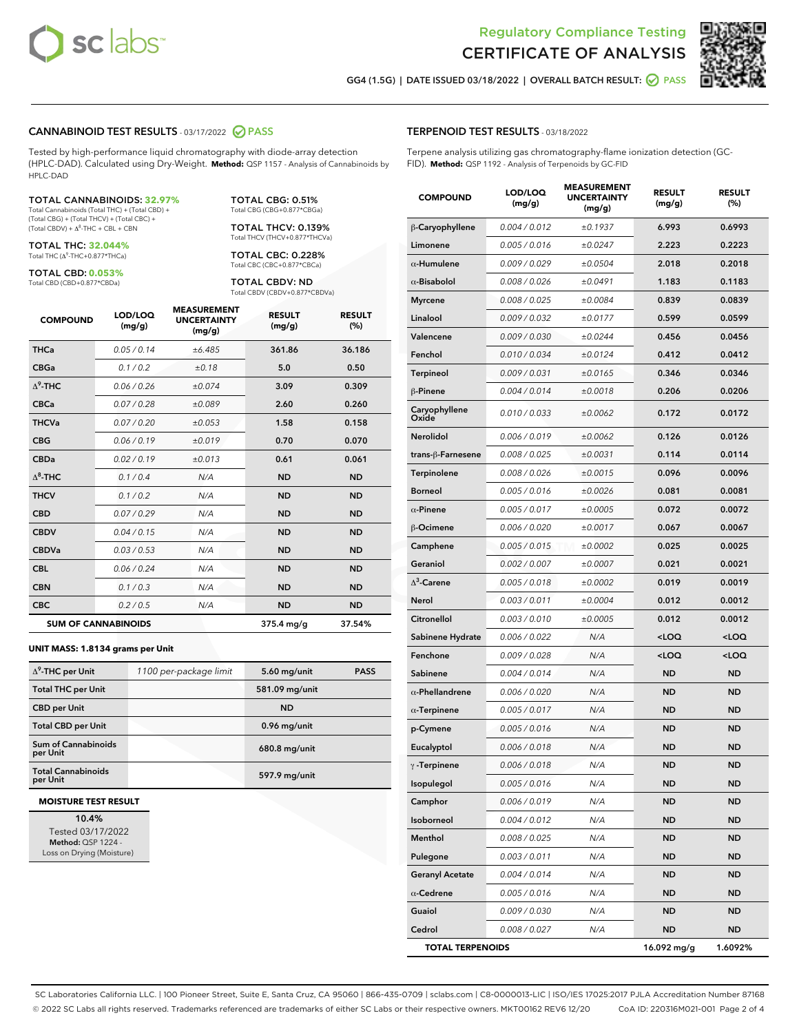# Regulatory Compliance Testing
# CERTIFICATE OF ANALYSIS

GG4 (1.5G) | DATE ISSUED 03/18/2022 | OVERALL BATCH RESULT: PASS

## CANNABINOID TEST RESULTS - 03/17/2022 PASS

Tested by high-performance liquid chromatography with diode-array detection (HPLC-DAD). Calculated using Dry-Weight. **Method:** QSP 1157 - Analysis of Cannabinoids by HPLC-DAD

**TOTAL CANNABINOIDS: 32.97%**
Total Cannabinoids (Total THC) + (Total CBD) + (Total CBG) + (Total THCV) + (Total CBC) + (Total CBDV) + $\Delta^8$-THC + CBL + CBN

**TOTAL THC: 32.044%**
Total THC ($\Delta^9$-THC+0.877*THCa)

**TOTAL CBD: 0.053%**
Total CBD (CBD+0.877*CBDa)

**TOTAL CBG: 0.51%**
Total CBG (CBG+0.877*CBGa)

**TOTAL THCV: 0.139%**
Total THCV (THCV+0.877*THCVa)

**TOTAL CBC: 0.228%**
Total CBC (CBC+0.877*CBCa)

**TOTAL CBDV: ND**
Total CBDV (CBDV+0.877*CBDVa)

| COMPOUND | LOD/LOQ (mg/g) | MEASUREMENT UNCERTAINTY (mg/g) | RESULT (mg/g) | RESULT (%) |
|---|---|---|---|---|
| THCa | 0.05 / 0.14 | ±6.485 | 361.86 | 36.186 |
| CBGa | 0.1 / 0.2 | ±0.18 | 5.0 | 0.50 |
| $\Delta^9$-THC | 0.06 / 0.26 | ±0.074 | 3.09 | 0.309 |
| CBCa | 0.07 / 0.28 | ±0.089 | 2.60 | 0.260 |
| THCVa | 0.07 / 0.20 | ±0.053 | 1.58 | 0.158 |
| CBG | 0.06 / 0.19 | ±0.019 | 0.70 | 0.070 |
| CBDa | 0.02 / 0.19 | ±0.013 | 0.61 | 0.061 |
| $\Delta^8$-THC | 0.1 / 0.4 | N/A | ND | ND |
| THCV | 0.1 / 0.2 | N/A | ND | ND |
| CBD | 0.07 / 0.29 | N/A | ND | ND |
| CBDV | 0.04 / 0.15 | N/A | ND | ND |
| CBDVa | 0.03 / 0.53 | N/A | ND | ND |
| CBL | 0.06 / 0.24 | N/A | ND | ND |
| CBN | 0.1 / 0.3 | N/A | ND | ND |
| CBC | 0.2 / 0.5 | N/A | ND | ND |
| **SUM OF CANNABINOIDS** | | | **375.4 mg/g** | **37.54%** |

**UNIT MASS: 1.8134 grams per Unit**

| | | | |
|---|---|---|---|
| $\Delta^9$-THC per Unit | 1100 per-package limit | 5.60 mg/unit | PASS |
| Total THC per Unit | | 581.09 mg/unit | |
| CBD per Unit | | ND | |
| Total CBD per Unit | | 0.96 mg/unit | |
| Sum of Cannabinoids per Unit | | 680.8 mg/unit | |
| Total Cannabinoids per Unit | | 597.9 mg/unit | |

**MOISTURE TEST RESULT**

10.4%
Tested 03/17/2022
**Method:** QSP 1224 - Loss on Drying (Moisture)

## TERPENOID TEST RESULTS - 03/18/2022

Terpene analysis utilizing gas chromatography-flame ionization detection (GC-FID). **Method:** QSP 1192 - Analysis of Terpenoids by GC-FID

| COMPOUND | LOD/LOQ (mg/g) | MEASUREMENT UNCERTAINTY (mg/g) | RESULT (mg/g) | RESULT (%) |
|---|---|---|---|---|
| β-Caryophyllene | 0.004 / 0.012 | ±0.1937 | 6.993 | 0.6993 |
| Limonene | 0.005 / 0.016 | ±0.0247 | 2.223 | 0.2223 |
| α-Humulene | 0.009 / 0.029 | ±0.0504 | 2.018 | 0.2018 |
| α-Bisabolol | 0.008 / 0.026 | ±0.0491 | 1.183 | 0.1183 |
| Myrcene | 0.008 / 0.025 | ±0.0084 | 0.839 | 0.0839 |
| Linalool | 0.009 / 0.032 | ±0.0177 | 0.599 | 0.0599 |
| Valencene | 0.009 / 0.030 | ±0.0244 | 0.456 | 0.0456 |
| Fenchol | 0.010 / 0.034 | ±0.0124 | 0.412 | 0.0412 |
| Terpineol | 0.009 / 0.031 | ±0.0165 | 0.346 | 0.0346 |
| β-Pinene | 0.004 / 0.014 | ±0.0018 | 0.206 | 0.0206 |
| Caryophyllene Oxide | 0.010 / 0.033 | ±0.0062 | 0.172 | 0.0172 |
| Nerolidol | 0.006 / 0.019 | ±0.0062 | 0.126 | 0.0126 |
| trans-β-Farnesene | 0.008 / 0.025 | ±0.0031 | 0.114 | 0.0114 |
| Terpinolene | 0.008 / 0.026 | ±0.0015 | 0.096 | 0.0096 |
| Borneol | 0.005 / 0.016 | ±0.0026 | 0.081 | 0.0081 |
| α-Pinene | 0.005 / 0.017 | ±0.0005 | 0.072 | 0.0072 |
| β-Ocimene | 0.006 / 0.020 | ±0.0017 | 0.067 | 0.0067 |
| Camphene | 0.005 / 0.015 | ±0.0002 | 0.025 | 0.0025 |
| Geraniol | 0.002 / 0.007 | ±0.0007 | 0.021 | 0.0021 |
| $\Delta^3$-Carene | 0.005 / 0.018 | ±0.0002 | 0.019 | 0.0019 |
| Nerol | 0.003 / 0.011 | ±0.0004 | 0.012 | 0.0012 |
| Citronellol | 0.003 / 0.010 | ±0.0005 | 0.012 | 0.0012 |
| Sabinene Hydrate | 0.006 / 0.022 | N/A | <LOQ | <LOQ |
| Fenchone | 0.009 / 0.028 | N/A | <LOQ | <LOQ |
| Sabinene | 0.004 / 0.014 | N/A | ND | ND |
| α-Phellandrene | 0.006 / 0.020 | N/A | ND | ND |
| α-Terpinene | 0.005 / 0.017 | N/A | ND | ND |
| p-Cymene | 0.005 / 0.016 | N/A | ND | ND |
| Eucalyptol | 0.006 / 0.018 | N/A | ND | ND |
| γ-Terpinene | 0.006 / 0.018 | N/A | ND | ND |
| Isopulegol | 0.005 / 0.016 | N/A | ND | ND |
| Camphor | 0.006 / 0.019 | N/A | ND | ND |
| Isoborneol | 0.004 / 0.012 | N/A | ND | ND |
| Menthol | 0.008 / 0.025 | N/A | ND | ND |
| Pulegone | 0.003 / 0.011 | N/A | ND | ND |
| Geranyl Acetate | 0.004 / 0.014 | N/A | ND | ND |
| α-Cedrene | 0.005 / 0.016 | N/A | ND | ND |
| Guaiol | 0.009 / 0.030 | N/A | ND | ND |
| Cedrol | 0.008 / 0.027 | N/A | ND | ND |
| **TOTAL TERPENOIDS** | | | **16.092 mg/g** | **1.6092%** |

SC Laboratories California LLC. | 100 Pioneer Street, Suite E, Santa Cruz, CA 95060 | 866-435-0709 | sclabs.com | C8-0000013-LIC | ISO/IES 17025:2017 PJLA Accreditation Number 87168
© 2022 SC Labs all rights reserved. Trademarks referenced are trademarks of either SC Labs or their respective owners. MKT00162 REV6 12/20 CoA ID: 220316M021-001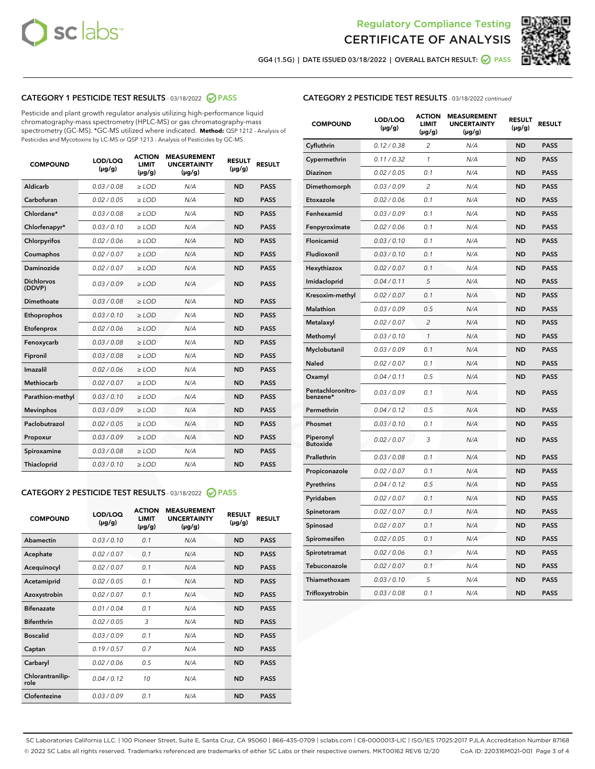# Regulatory Compliance Testing
# CERTIFICATE OF ANALYSIS

GG4 (1.5G) | DATE ISSUED 03/18/2022 | OVERALL BATCH RESULT: PASS

## CATEGORY 1 PESTICIDE TEST RESULTS - 03/18/2022 PASS

Pesticide and plant growth regulator analysis utilizing high-performance liquid chromatography-mass spectrometry (HPLC-MS) or gas chromatography-mass spectrometry (GC-MS). *GC-MS utilized where indicated. **Method:** QSP 1212 - Analysis of Pesticides and Mycotoxins by LC-MS or QSP 1213 - Analysis of Pesticides by GC-MS

| COMPOUND | LOD/LOQ (µg/g) | ACTION LIMIT (µg/g) | MEASUREMENT UNCERTAINTY (µg/g) | RESULT (µg/g) | RESULT |
|---|---|---|---|---|---|
| Aldicarb | 0.03 / 0.08 | ≥ LOD | N/A | ND | PASS |
| Carbofuran | 0.02 / 0.05 | ≥ LOD | N/A | ND | PASS |
| Chlordane* | 0.03 / 0.08 | ≥ LOD | N/A | ND | PASS |
| Chlorfenapyr* | 0.03 / 0.10 | ≥ LOD | N/A | ND | PASS |
| Chlorpyrifos | 0.02 / 0.06 | ≥ LOD | N/A | ND | PASS |
| Coumaphos | 0.02 / 0.07 | ≥ LOD | N/A | ND | PASS |
| Daminozide | 0.02 / 0.07 | ≥ LOD | N/A | ND | PASS |
| Dichlorvos (DDVP) | 0.03 / 0.09 | ≥ LOD | N/A | ND | PASS |
| Dimethoate | 0.03 / 0.08 | ≥ LOD | N/A | ND | PASS |
| Ethoprophos | 0.03 / 0.10 | ≥ LOD | N/A | ND | PASS |
| Etofenprox | 0.02 / 0.06 | ≥ LOD | N/A | ND | PASS |
| Fenoxycarb | 0.03 / 0.08 | ≥ LOD | N/A | ND | PASS |
| Fipronil | 0.03 / 0.08 | ≥ LOD | N/A | ND | PASS |
| Imazalil | 0.02 / 0.06 | ≥ LOD | N/A | ND | PASS |
| Methiocarb | 0.02 / 0.07 | ≥ LOD | N/A | ND | PASS |
| Parathion-methyl | 0.03 / 0.10 | ≥ LOD | N/A | ND | PASS |
| Mevinphos | 0.03 / 0.09 | ≥ LOD | N/A | ND | PASS |
| Paclobutrazol | 0.02 / 0.05 | ≥ LOD | N/A | ND | PASS |
| Propoxur | 0.03 / 0.09 | ≥ LOD | N/A | ND | PASS |
| Spiroxamine | 0.03 / 0.08 | ≥ LOD | N/A | ND | PASS |
| Thiacloprid | 0.03 / 0.10 | ≥ LOD | N/A | ND | PASS |

## CATEGORY 2 PESTICIDE TEST RESULTS - 03/18/2022 PASS

| COMPOUND | LOD/LOQ (µg/g) | ACTION LIMIT (µg/g) | MEASUREMENT UNCERTAINTY (µg/g) | RESULT (µg/g) | RESULT |
|---|---|---|---|---|---|
| Abamectin | 0.03 / 0.10 | 0.1 | N/A | ND | PASS |
| Acephate | 0.02 / 0.07 | 0.1 | N/A | ND | PASS |
| Acequinocyl | 0.02 / 0.07 | 0.1 | N/A | ND | PASS |
| Acetamiprid | 0.02 / 0.05 | 0.1 | N/A | ND | PASS |
| Azoxystrobin | 0.02 / 0.07 | 0.1 | N/A | ND | PASS |
| Bifenazate | 0.01 / 0.04 | 0.1 | N/A | ND | PASS |
| Bifenthrin | 0.02 / 0.05 | 3 | N/A | ND | PASS |
| Boscalid | 0.03 / 0.09 | 0.1 | N/A | ND | PASS |
| Captan | 0.19 / 0.57 | 0.7 | N/A | ND | PASS |
| Carbaryl | 0.02 / 0.06 | 0.5 | N/A | ND | PASS |
| Chlorantraniliprole | 0.04 / 0.12 | 10 | N/A | ND | PASS |
| Clofentezine | 0.03 / 0.09 | 0.1 | N/A | ND | PASS |
| Cyfluthrin | 0.12 / 0.38 | 2 | N/A | ND | PASS |
| Cypermethrin | 0.11 / 0.32 | 1 | N/A | ND | PASS |
| Diazinon | 0.02 / 0.05 | 0.1 | N/A | ND | PASS |
| Dimethomorph | 0.03 / 0.09 | 2 | N/A | ND | PASS |
| Etoxazole | 0.02 / 0.06 | 0.1 | N/A | ND | PASS |
| Fenhexamid | 0.03 / 0.09 | 0.1 | N/A | ND | PASS |
| Fenpyroximate | 0.02 / 0.06 | 0.1 | N/A | ND | PASS |
| Flonicamid | 0.03 / 0.10 | 0.1 | N/A | ND | PASS |
| Fludioxonil | 0.03 / 0.10 | 0.1 | N/A | ND | PASS |
| Hexythiazox | 0.02 / 0.07 | 0.1 | N/A | ND | PASS |
| Imidacloprid | 0.04 / 0.11 | 5 | N/A | ND | PASS |
| Kresoxim-methyl | 0.02 / 0.07 | 0.1 | N/A | ND | PASS |
| Malathion | 0.03 / 0.09 | 0.5 | N/A | ND | PASS |
| Metalaxyl | 0.02 / 0.07 | 2 | N/A | ND | PASS |
| Methomyl | 0.03 / 0.10 | 1 | N/A | ND | PASS |
| Myclobutanil | 0.03 / 0.09 | 0.1 | N/A | ND | PASS |
| Naled | 0.02 / 0.07 | 0.1 | N/A | ND | PASS |
| Oxamyl | 0.04 / 0.11 | 0.5 | N/A | ND | PASS |
| Pentachloronitrobenzene* | 0.03 / 0.09 | 0.1 | N/A | ND | PASS |
| Permethrin | 0.04 / 0.12 | 0.5 | N/A | ND | PASS |
| Phosmet | 0.03 / 0.10 | 0.1 | N/A | ND | PASS |
| Piperonyl Butoxide | 0.02 / 0.07 | 3 | N/A | ND | PASS |
| Prallethrin | 0.03 / 0.08 | 0.1 | N/A | ND | PASS |
| Propiconazole | 0.02 / 0.07 | 0.1 | N/A | ND | PASS |
| Pyrethrins | 0.04 / 0.12 | 0.5 | N/A | ND | PASS |
| Pyridaben | 0.02 / 0.07 | 0.1 | N/A | ND | PASS |
| Spinetoram | 0.02 / 0.07 | 0.1 | N/A | ND | PASS |
| Spinosad | 0.02 / 0.07 | 0.1 | N/A | ND | PASS |
| Spiromesifen | 0.02 / 0.05 | 0.1 | N/A | ND | PASS |
| Spirotetramat | 0.02 / 0.06 | 0.1 | N/A | ND | PASS |
| Tebuconazole | 0.02 / 0.07 | 0.1 | N/A | ND | PASS |
| Thiamethoxam | 0.03 / 0.10 | 5 | N/A | ND | PASS |
| Trifloxystrobin | 0.03 / 0.08 | 0.1 | N/A | ND | PASS |

SC Laboratories California LLC. | 100 Pioneer Street, Suite E, Santa Cruz, CA 95060 | 866-435-0709 | sclabs.com | C8-0000013-LIC | ISO/IES 17025:2017 PJLA Accreditation Number 87168
© 2022 SC Labs all rights reserved. Trademarks referenced are trademarks of either SC Labs or their respective owners. MKT00162 REV6 12/20 CoA ID: 220316M021-001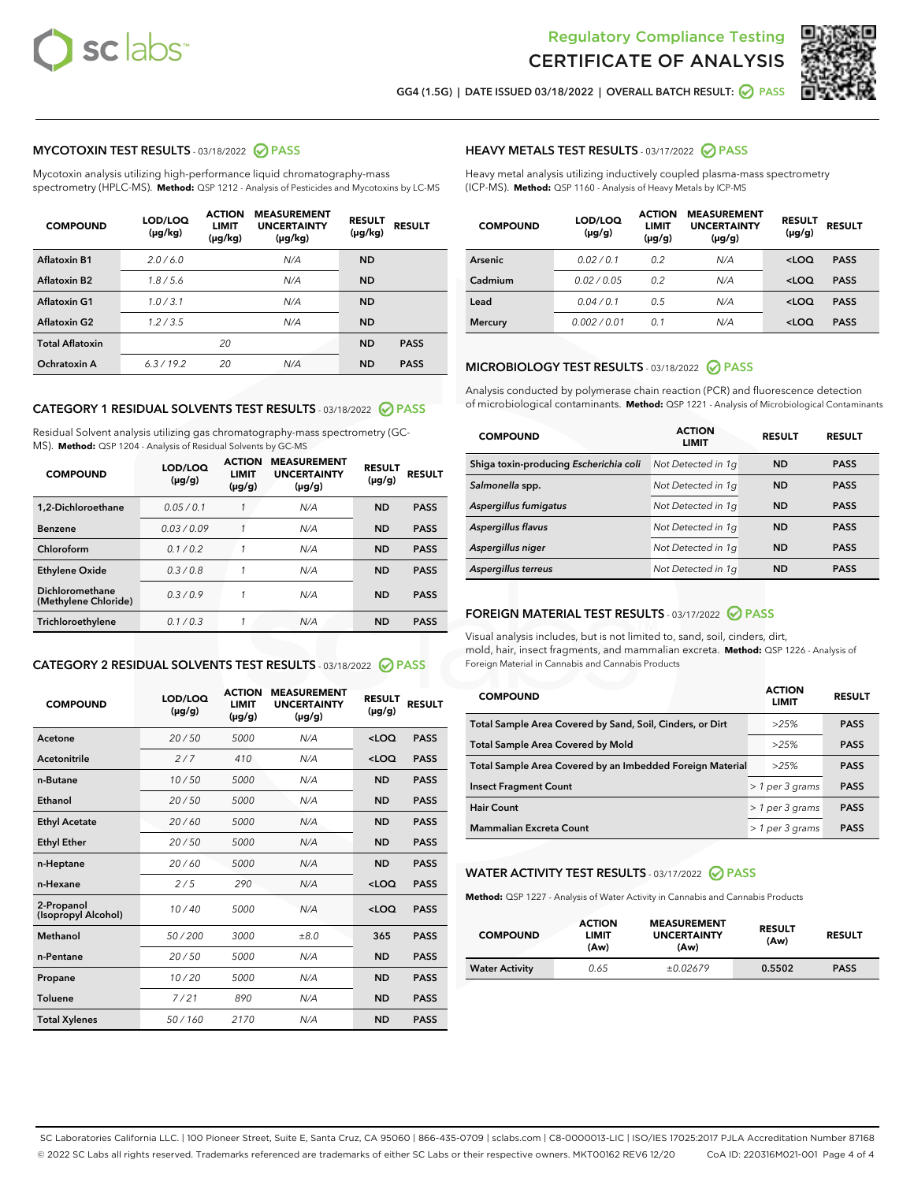Regulatory Compliance Testing

# CERTIFICATE OF ANALYSIS

GG4 (1.5G) | DATE ISSUED 03/18/2022 | OVERALL BATCH RESULT: PASS

## MYCOTOXIN TEST RESULTS - 03/18/2022 PASS

Mycotoxin analysis utilizing high-performance liquid chromatography-mass spectrometry (HPLC-MS). **Method:** QSP 1212 - Analysis of Pesticides and Mycotoxins by LC-MS

| COMPOUND | LOD/LOQ (μg/kg) | ACTION LIMIT (μg/kg) | MEASUREMENT UNCERTAINTY (μg/kg) | RESULT (μg/kg) | RESULT |
|---|---|---|---|---|---|
| Aflatoxin B1 | 2.0 / 6.0 | | N/A | ND | |
| Aflatoxin B2 | 1.8 / 5.6 | | N/A | ND | |
| Aflatoxin G1 | 1.0 / 3.1 | | N/A | ND | |
| Aflatoxin G2 | 1.2 / 3.5 | | N/A | ND | |
| Total Aflatoxin | | 20 | | ND | PASS |
| Ochratoxin A | 6.3 / 19.2 | 20 | N/A | ND | PASS |

## CATEGORY 1 RESIDUAL SOLVENTS TEST RESULTS - 03/18/2022 PASS

Residual Solvent analysis utilizing gas chromatography-mass spectrometry (GC-MS). **Method:** QSP 1204 - Analysis of Residual Solvents by GC-MS

| COMPOUND | LOD/LOQ (μg/g) | ACTION LIMIT (μg/g) | MEASUREMENT UNCERTAINTY (μg/g) | RESULT (μg/g) | RESULT |
|---|---|---|---|---|---|
| 1,2-Dichloroethane | 0.05 / 0.1 | 1 | N/A | ND | PASS |
| Benzene | 0.03 / 0.09 | 1 | N/A | ND | PASS |
| Chloroform | 0.1 / 0.2 | 1 | N/A | ND | PASS |
| Ethylene Oxide | 0.3 / 0.8 | 1 | N/A | ND | PASS |
| Dichloromethane (Methylene Chloride) | 0.3 / 0.9 | 1 | N/A | ND | PASS |
| Trichloroethylene | 0.1 / 0.3 | 1 | N/A | ND | PASS |

## CATEGORY 2 RESIDUAL SOLVENTS TEST RESULTS - 03/18/2022 PASS

| COMPOUND | LOD/LOQ (μg/g) | ACTION LIMIT (μg/g) | MEASUREMENT UNCERTAINTY (μg/g) | RESULT (μg/g) | RESULT |
|---|---|---|---|---|---|
| Acetone | 20 / 50 | 5000 | N/A | <LOQ | PASS |
| Acetonitrile | 2 / 7 | 410 | N/A | <LOQ | PASS |
| n-Butane | 10 / 50 | 5000 | N/A | ND | PASS |
| Ethanol | 20 / 50 | 5000 | N/A | ND | PASS |
| Ethyl Acetate | 20 / 60 | 5000 | N/A | ND | PASS |
| Ethyl Ether | 20 / 50 | 5000 | N/A | ND | PASS |
| n-Heptane | 20 / 60 | 5000 | N/A | ND | PASS |
| n-Hexane | 2 / 5 | 290 | N/A | <LOQ | PASS |
| 2-Propanol (Isopropyl Alcohol) | 10 / 40 | 5000 | N/A | <LOQ | PASS |
| Methanol | 50 / 200 | 3000 | ±8.0 | 365 | PASS |
| n-Pentane | 20 / 50 | 5000 | N/A | ND | PASS |
| Propane | 10 / 20 | 5000 | N/A | ND | PASS |
| Toluene | 7 / 21 | 890 | N/A | ND | PASS |
| Total Xylenes | 50 / 160 | 2170 | N/A | ND | PASS |

## HEAVY METALS TEST RESULTS - 03/17/2022 PASS

Heavy metal analysis utilizing inductively coupled plasma-mass spectrometry (ICP-MS). **Method:** QSP 1160 - Analysis of Heavy Metals by ICP-MS

| COMPOUND | LOD/LOQ (μg/g) | ACTION LIMIT (μg/g) | MEASUREMENT UNCERTAINTY (μg/g) | RESULT (μg/g) | RESULT |
|---|---|---|---|---|---|
| Arsenic | 0.02 / 0.1 | 0.2 | N/A | <LOQ | PASS |
| Cadmium | 0.02 / 0.05 | 0.2 | N/A | <LOQ | PASS |
| Lead | 0.04 / 0.1 | 0.5 | N/A | <LOQ | PASS |
| Mercury | 0.002 / 0.01 | 0.1 | N/A | <LOQ | PASS |

## MICROBIOLOGY TEST RESULTS - 03/18/2022 PASS

Analysis conducted by polymerase chain reaction (PCR) and fluorescence detection of microbiological contaminants. **Method:** QSP 1221 - Analysis of Microbiological Contaminants

| COMPOUND | ACTION LIMIT | RESULT | RESULT |
|---|---|---|---|
| Shiga toxin-producing *Escherichia coli* | Not Detected in 1g | ND | PASS |
| *Salmonella* spp. | Not Detected in 1g | ND | PASS |
| *Aspergillus fumigatus* | Not Detected in 1g | ND | PASS |
| *Aspergillus flavus* | Not Detected in 1g | ND | PASS |
| *Aspergillus niger* | Not Detected in 1g | ND | PASS |
| *Aspergillus terreus* | Not Detected in 1g | ND | PASS |

## FOREIGN MATERIAL TEST RESULTS - 03/17/2022 PASS

Visual analysis includes, but is not limited to, sand, soil, cinders, dirt, mold, hair, insect fragments, and mammalian excreta. **Method:** QSP 1226 - Analysis of Foreign Material in Cannabis and Cannabis Products

| COMPOUND | ACTION LIMIT | RESULT |
|---|---|---|
| Total Sample Area Covered by Sand, Soil, Cinders, or Dirt | >25% | PASS |
| Total Sample Area Covered by Mold | >25% | PASS |
| Total Sample Area Covered by an Imbedded Foreign Material | >25% | PASS |
| Insect Fragment Count | > 1 per 3 grams | PASS |
| Hair Count | > 1 per 3 grams | PASS |
| Mammalian Excreta Count | > 1 per 3 grams | PASS |

## WATER ACTIVITY TEST RESULTS - 03/17/2022 PASS

**Method:** QSP 1227 - Analysis of Water Activity in Cannabis and Cannabis Products

| COMPOUND | ACTION LIMIT (Aw) | MEASUREMENT UNCERTAINTY (Aw) | RESULT (Aw) | RESULT |
|---|---|---|---|---|
| Water Activity | 0.65 | ±0.02679 | 0.5502 | PASS |

SC Laboratories California LLC. | 100 Pioneer Street, Suite E, Santa Cruz, CA 95060 | 866-435-0709 | sclabs.com | C8-0000013-LIC | ISO/IES 17025:2017 PJLA Accreditation Number 87168
© 2022 SC Labs all rights reserved. Trademarks referenced are trademarks of either SC Labs or their respective owners. MKT00162 REV6 12/20 CoA ID: 220316M021-001